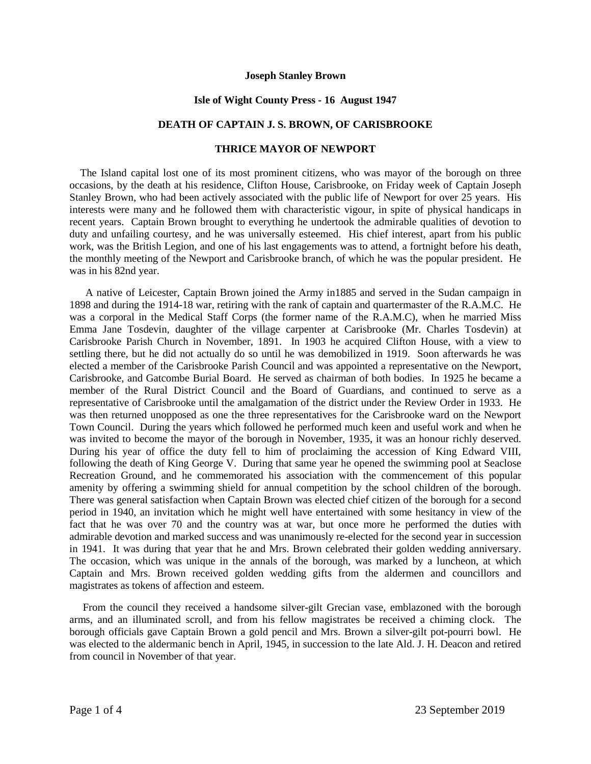**Joseph Stanley Brown**

**Isle of Wight County Press - 16 August 1947**

**DEATH OF CAPTAIN J. S. BROWN, OF CARISBROOKE**

**THRICE MAYOR OF NEWPORT**

The Island capital lost one of its most prominent citizens, who was mayor of the borough on three occasions, by the death at his residence, Clifton House, Carisbrooke, on Friday week of Captain Joseph Stanley Brown, who had been actively associated with the public life of Newport for over 25 years. His interests were many and he followed them with characteristic vigour, in spite of physical handicaps in recent years. Captain Brown brought to everything he undertook the admirable qualities of devotion to duty and unfailing courtesy, and he was universally esteemed. His chief interest, apart from his public work, was the British Legion, and one of his last engagements was to attend, a fortnight before his death, the monthly meeting of the Newport and Carisbrooke branch, of which he was the popular president. He was in his 82nd year.

A native of Leicester, Captain Brown joined the Army in1885 and served in the Sudan campaign in 1898 and during the 1914-18 war, retiring with the rank of captain and quartermaster of the R.A.M.C. He was a corporal in the Medical Staff Corps (the former name of the R.A.M.C), when he married Miss Emma Jane Tosdevin, daughter of the village carpenter at Carisbrooke (Mr. Charles Tosdevin) at Carisbrooke Parish Church in November, 1891. In 1903 he acquired Clifton House, with a view to settling there, but he did not actually do so until he was demobilized in 1919. Soon afterwards he was elected a member of the Carisbrooke Parish Council and was appointed a representative on the Newport, Carisbrooke, and Gatcombe Burial Board. He served as chairman of both bodies. In 1925 he became a member of the Rural District Council and the Board of Guardians, and continued to serve as a representative of Carisbrooke until the amalgamation of the district under the Review Order in 1933. He was then returned unopposed as one the three representatives for the Carisbrooke ward on the Newport Town Council. During the years which followed he performed much keen and useful work and when he was invited to become the mayor of the borough in November, 1935, it was an honour richly deserved. During his year of office the duty fell to him of proclaiming the accession of King Edward VIII, following the death of King George V. During that same year he opened the swimming pool at Seaclose Recreation Ground, and he commemorated his association with the commencement of this popular amenity by offering a swimming shield for annual competition by the school children of the borough. There was general satisfaction when Captain Brown was elected chief citizen of the borough for a second period in 1940, an invitation which he might well have entertained with some hesitancy in view of the fact that he was over 70 and the country was at war, but once more he performed the duties with admirable devotion and marked success and was unanimously re-elected for the second year in succession in 1941. It was during that year that he and Mrs. Brown celebrated their golden wedding anniversary. The occasion, which was unique in the annals of the borough, was marked by a luncheon, at which Captain and Mrs. Brown received golden wedding gifts from the aldermen and councillors and magistrates as tokens of affection and esteem.

From the council they received a handsome silver-gilt Grecian vase, emblazoned with the borough arms, and an illuminated scroll, and from his fellow magistrates be received a chiming clock. The borough officials gave Captain Brown a gold pencil and Mrs. Brown a silver-gilt pot-pourri bowl. He was elected to the aldermanic bench in April, 1945, in succession to the late Ald. J. H. Deacon and retired from council in November of that year.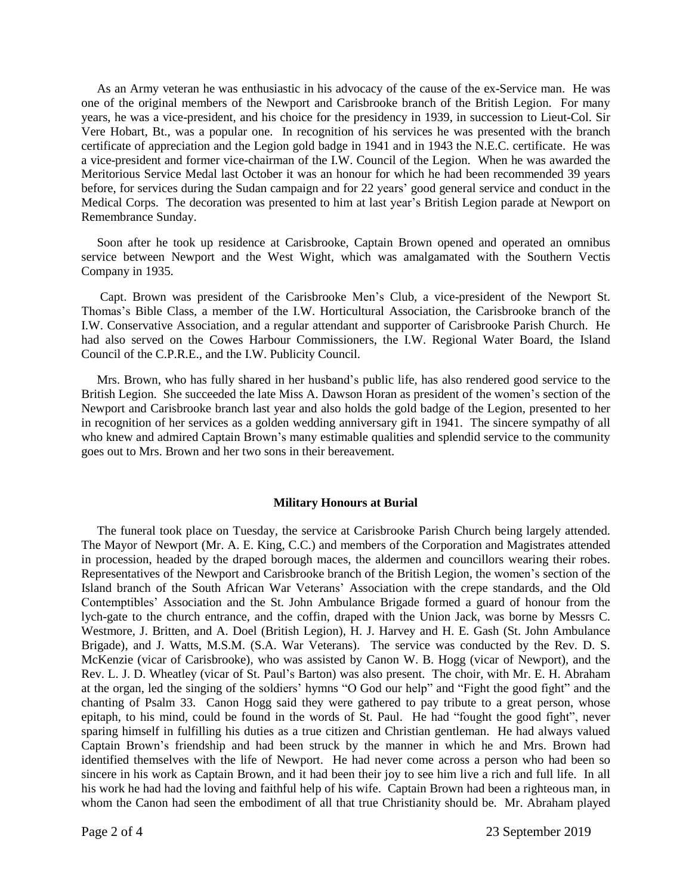As an Army veteran he was enthusiastic in his advocacy of the cause of the ex-Service man. He was one of the original members of the Newport and Carisbrooke branch of the British Legion. For many years, he was a vice-president, and his choice for the presidency in 1939, in succession to Lieut-Col. Sir Vere Hobart, Bt., was a popular one. In recognition of his services he was presented with the branch certificate of appreciation and the Legion gold badge in 1941 and in 1943 the N.E.C. certificate. He was a vice-president and former vice-chairman of the I.W. Council of the Legion. When he was awarded the Meritorious Service Medal last October it was an honour for which he had been recommended 39 years before, for services during the Sudan campaign and for 22 years' good general service and conduct in the Medical Corps. The decoration was presented to him at last year's British Legion parade at Newport on Remembrance Sunday.

Soon after he took up residence at Carisbrooke, Captain Brown opened and operated an omnibus service between Newport and the West Wight, which was amalgamated with the Southern Vectis Company in 1935.

Capt. Brown was president of the Carisbrooke Men's Club, a vice-president of the Newport St. Thomas's Bible Class, a member of the I.W. Horticultural Association, the Carisbrooke branch of the I.W. Conservative Association, and a regular attendant and supporter of Carisbrooke Parish Church. He had also served on the Cowes Harbour Commissioners, the I.W. Regional Water Board, the Island Council of the C.P.R.E., and the I.W. Publicity Council.

Mrs. Brown, who has fully shared in her husband's public life, has also rendered good service to the British Legion. She succeeded the late Miss A. Dawson Horan as president of the women's section of the Newport and Carisbrooke branch last year and also holds the gold badge of the Legion, presented to her in recognition of her services as a golden wedding anniversary gift in 1941. The sincere sympathy of all who knew and admired Captain Brown's many estimable qualities and splendid service to the community goes out to Mrs. Brown and her two sons in their bereavement.

**Military Honours at Burial**

The funeral took place on Tuesday, the service at Carisbrooke Parish Church being largely attended. The Mayor of Newport (Mr. A. E. King, C.C.) and members of the Corporation and Magistrates attended in procession, headed by the draped borough maces, the aldermen and councillors wearing their robes. Representatives of the Newport and Carisbrooke branch of the British Legion, the women's section of the Island branch of the South African War Veterans' Association with the crepe standards, and the Old Contemptibles' Association and the St. John Ambulance Brigade formed a guard of honour from the lych-gate to the church entrance, and the coffin, draped with the Union Jack, was borne by Messrs C. Westmore, J. Britten, and A. Doel (British Legion), H. J. Harvey and H. E. Gash (St. John Ambulance Brigade), and J. Watts, M.S.M. (S.A. War Veterans). The service was conducted by the Rev. D. S. McKenzie (vicar of Carisbrooke), who was assisted by Canon W. B. Hogg (vicar of Newport), and the Rev. L. J. D. Wheatley (vicar of St. Paul's Barton) was also present. The choir, with Mr. E. H. Abraham at the organ, led the singing of the soldiers' hymns "O God our help" and "Fight the good fight" and the chanting of Psalm 33. Canon Hogg said they were gathered to pay tribute to a great person, whose epitaph, to his mind, could be found in the words of St. Paul. He had "fought the good fight", never sparing himself in fulfilling his duties as a true citizen and Christian gentleman. He had always valued Captain Brown's friendship and had been struck by the manner in which he and Mrs. Brown had identified themselves with the life of Newport. He had never come across a person who had been so sincere in his work as Captain Brown, and it had been their joy to see him live a rich and full life. In all his work he had had the loving and faithful help of his wife. Captain Brown had been a righteous man, in whom the Canon had seen the embodiment of all that true Christianity should be. Mr. Abraham played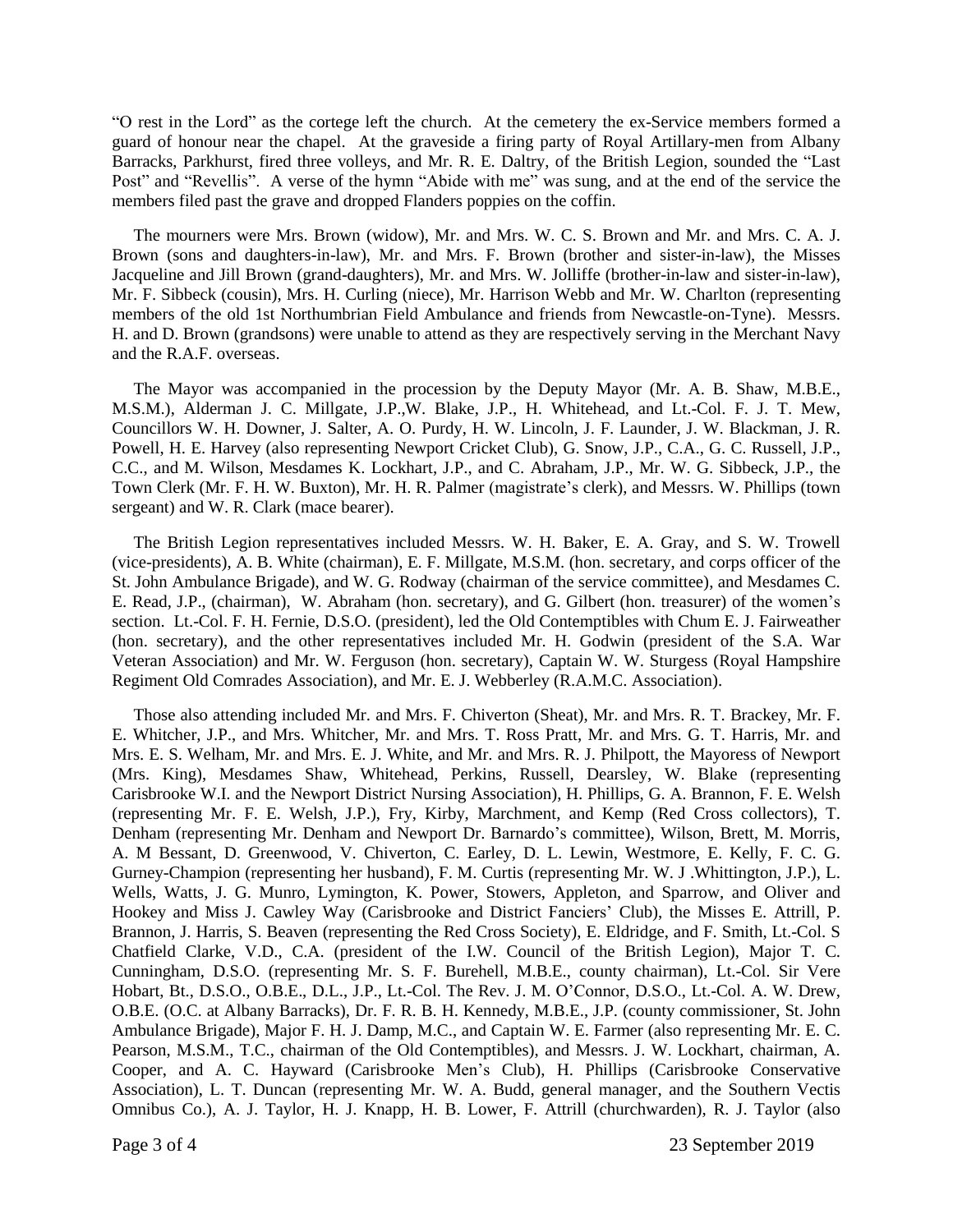"O rest in the Lord" as the cortege left the church. At the cemetery the ex-Service members formed a guard of honour near the chapel. At the graveside a firing party of Royal Artillary-men from Albany Barracks, Parkhurst, fired three volleys, and Mr. R. E. Daltry, of the British Legion, sounded the "Last Post" and "Revellis". A verse of the hymn "Abide with me" was sung, and at the end of the service the members filed past the grave and dropped Flanders poppies on the coffin.

The mourners were Mrs. Brown (widow), Mr. and Mrs. W. C. S. Brown and Mr. and Mrs. C. A. J. Brown (sons and daughters-in-law), Mr. and Mrs. F. Brown (brother and sister-in-law), the Misses Jacqueline and Jill Brown (grand-daughters), Mr. and Mrs. W. Jolliffe (brother-in-law and sister-in-law), Mr. F. Sibbeck (cousin), Mrs. H. Curling (niece), Mr. Harrison Webb and Mr. W. Charlton (representing members of the old 1st Northumbrian Field Ambulance and friends from Newcastle-on-Tyne). Messrs. H. and D. Brown (grandsons) were unable to attend as they are respectively serving in the Merchant Navy and the R.A.F. overseas.

The Mayor was accompanied in the procession by the Deputy Mayor (Mr. A. B. Shaw, M.B.E., M.S.M.), Alderman J. C. Millgate, J.P.,W. Blake, J.P., H. Whitehead, and Lt.-Col. F. J. T. Mew, Councillors W. H. Downer, J. Salter, A. O. Purdy, H. W. Lincoln, J. F. Launder, J. W. Blackman, J. R. Powell, H. E. Harvey (also representing Newport Cricket Club), G. Snow, J.P., C.A., G. C. Russell, J.P., C.C., and M. Wilson, Mesdames K. Lockhart, J.P., and C. Abraham, J.P., Mr. W. G. Sibbeck, J.P., the Town Clerk (Mr. F. H. W. Buxton), Mr. H. R. Palmer (magistrate's clerk), and Messrs. W. Phillips (town sergeant) and W. R. Clark (mace bearer).

The British Legion representatives included Messrs. W. H. Baker, E. A. Gray, and S. W. Trowell (vice-presidents), A. B. White (chairman), E. F. Millgate, M.S.M. (hon. secretary, and corps officer of the St. John Ambulance Brigade), and W. G. Rodway (chairman of the service committee), and Mesdames C. E. Read, J.P., (chairman), W. Abraham (hon. secretary), and G. Gilbert (hon. treasurer) of the women's section. Lt.-Col. F. H. Fernie, D.S.O. (president), led the Old Contemptibles with Chum E. J. Fairweather (hon. secretary), and the other representatives included Mr. H. Godwin (president of the S.A. War Veteran Association) and Mr. W. Ferguson (hon. secretary), Captain W. W. Sturgess (Royal Hampshire Regiment Old Comrades Association), and Mr. E. J. Webberley (R.A.M.C. Association).

Those also attending included Mr. and Mrs. F. Chiverton (Sheat), Mr. and Mrs. R. T. Brackey, Mr. F. E. Whitcher, J.P., and Mrs. Whitcher, Mr. and Mrs. T. Ross Pratt, Mr. and Mrs. G. T. Harris, Mr. and Mrs. E. S. Welham, Mr. and Mrs. E. J. White, and Mr. and Mrs. R. J. Philpott, the Mayoress of Newport (Mrs. King), Mesdames Shaw, Whitehead, Perkins, Russell, Dearsley, W. Blake (representing Carisbrooke W.I. and the Newport District Nursing Association), H. Phillips, G. A. Brannon, F. E. Welsh (representing Mr. F. E. Welsh, J.P.), Fry, Kirby, Marchment, and Kemp (Red Cross collectors), T. Denham (representing Mr. Denham and Newport Dr. Barnardo's committee), Wilson, Brett, M. Morris, A. M Bessant, D. Greenwood, V. Chiverton, C. Earley, D. L. Lewin, Westmore, E. Kelly, F. C. G. Gurney-Champion (representing her husband), F. M. Curtis (representing Mr. W. J .Whittington, J.P.), L. Wells, Watts, J. G. Munro, Lymington, K. Power, Stowers, Appleton, and Sparrow, and Oliver and Hookey and Miss J. Cawley Way (Carisbrooke and District Fanciers' Club), the Misses E. Attrill, P. Brannon, J. Harris, S. Beaven (representing the Red Cross Society), E. Eldridge, and F. Smith, Lt.-Col. S Chatfield Clarke, V.D., C.A. (president of the I.W. Council of the British Legion), Major T. C. Cunningham, D.S.O. (representing Mr. S. F. Burehell, M.B.E., county chairman), Lt.-Col. Sir Vere Hobart, Bt., D.S.O., O.B.E., D.L., J.P., Lt.-Col. The Rev. J. M. O'Connor, D.S.O., Lt.-Col. A. W. Drew, O.B.E. (O.C. at Albany Barracks), Dr. F. R. B. H. Kennedy, M.B.E., J.P. (county commissioner, St. John Ambulance Brigade), Major F. H. J. Damp, M.C., and Captain W. E. Farmer (also representing Mr. E. C. Pearson, M.S.M., T.C., chairman of the Old Contemptibles), and Messrs. J. W. Lockhart, chairman, A. Cooper, and A. C. Hayward (Carisbrooke Men's Club), H. Phillips (Carisbrooke Conservative Association), L. T. Duncan (representing Mr. W. A. Budd, general manager, and the Southern Vectis Omnibus Co.), A. J. Taylor, H. J. Knapp, H. B. Lower, F. Attrill (churchwarden), R. J. Taylor (also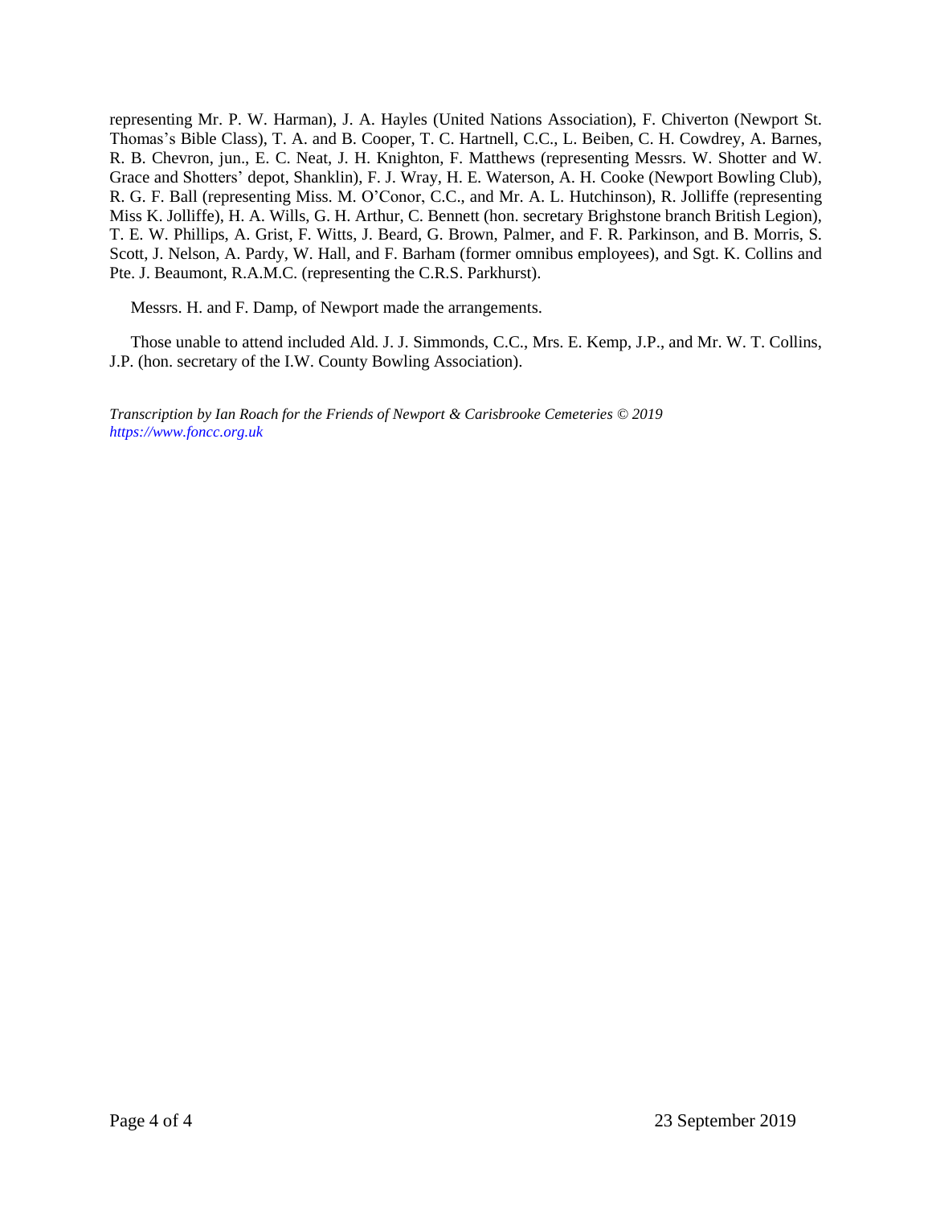representing Mr. P. W. Harman), J. A. Hayles (United Nations Association), F. Chiverton (Newport St. Thomas's Bible Class), T. A. and B. Cooper, T. C. Hartnell, C.C., L. Beiben, C. H. Cowdrey, A. Barnes, R. B. Chevron, jun., E. C. Neat, J. H. Knighton, F. Matthews (representing Messrs. W. Shotter and W. Grace and Shotters' depot, Shanklin), F. J. Wray, H. E. Waterson, A. H. Cooke (Newport Bowling Club), R. G. F. Ball (representing Miss. M. O'Conor, C.C., and Mr. A. L. Hutchinson), R. Jolliffe (representing Miss K. Jolliffe), H. A. Wills, G. H. Arthur, C. Bennett (hon. secretary Brighstone branch British Legion), T. E. W. Phillips, A. Grist, F. Witts, J. Beard, G. Brown, Palmer, and F. R. Parkinson, and B. Morris, S. Scott, J. Nelson, A. Pardy, W. Hall, and F. Barham (former omnibus employees), and Sgt. K. Collins and Pte. J. Beaumont, R.A.M.C. (representing the C.R.S. Parkhurst).

Messrs. H. and F. Damp, of Newport made the arrangements.

Those unable to attend included Ald. J. J. Simmonds, C.C., Mrs. E. Kemp, J.P., and Mr. W. T. Collins, J.P. (hon. secretary of the I.W. County Bowling Association).

*Transcription by Ian Roach for the Friends of Newport & Carisbrooke Cemeteries © 2019*
*https://www.foncc.org.uk*